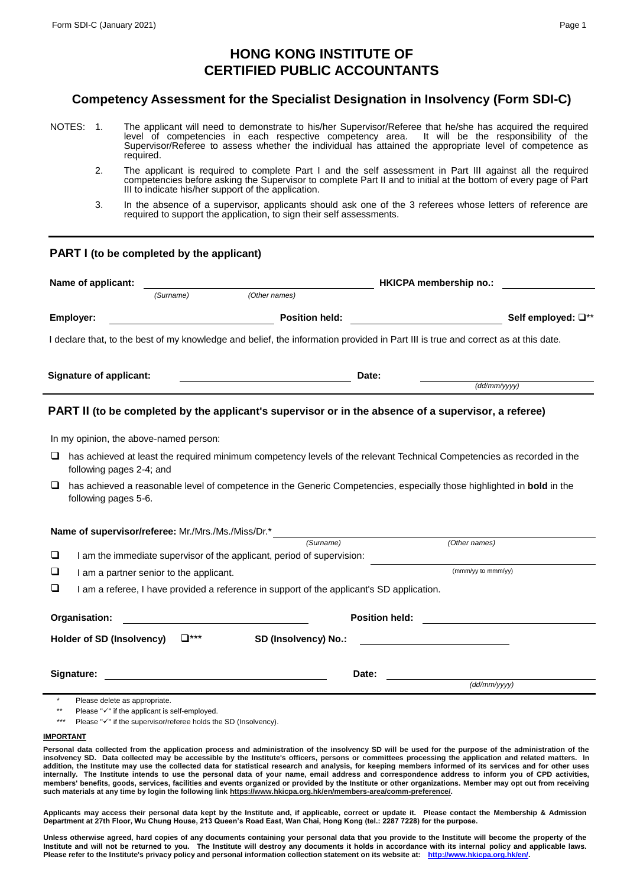# HONG KONG INSTITUTE OF CERTIFIED PUBLIC ACCOUNTANTS

## Competency Assessment for the Specialist Designation in Insolvency (Form SDI-C)

NOTES:

1. The applicant will need to demonstrate to his/her Supervisor/Referee that he/she has acquired the required level of competencies in each respective competency area. It will be the responsibility of the Supervisor/Referee to assess whether the individual has attained the appropriate level of competence as required.
2. The applicant is required to complete Part I and the self assessment in Part III against all the required competencies before asking the Supervisor to complete Part II and to initial at the bottom of every page of Part III to indicate his/her support of the application.
3. In the absence of a supervisor, applicants should ask one of the 3 referees whose letters of reference are required to support the application, to sign their self assessments.

---

### PART I (to be completed by the applicant)

**Name of applicant:** ____________________ *(Surname)* ____________________ *(Other names)* **HKICPA membership no.:** ____________________

**Employer:** ____________________ **Position held:** ____________________ **Self employed:** ❑**

I declare that, to the best of my knowledge and belief, the information provided in Part III is true and correct as at this date.

**Signature of applicant:** ____________________ **Date:** ____________________ *(dd/mm/yyyy)*

---

### PART II (to be completed by the applicant's supervisor or in the absence of a supervisor, a referee)

In my opinion, the above-named person:

- ❑ has achieved at least the required minimum competency levels of the relevant Technical Competencies as recorded in the following pages 2-4; and
- ❑ has achieved a reasonable level of competence in the Generic Competencies, especially those highlighted in **bold** in the following pages 5-6.

**Name of supervisor/referee:** Mr./Mrs./Ms./Miss/Dr.* ____________________ *(Surname)* ____________________ *(Other names)*

- ❑ I am the immediate supervisor of the applicant, period of supervision: ____________________ (mmm/yy to mmm/yy)
- ❑ I am a partner senior to the applicant.
- ❑ I am a referee, I have provided a reference in support of the applicant's SD application.

**Organisation:** ____________________ **Position held:** ____________________

**Holder of SD (Insolvency)** ❑*** **SD (Insolvency) No.:** ____________________

**Signature:** ____________________ **Date:** ____________________ *(dd/mm/yyyy)*

\* Please delete as appropriate.

\*\* Please "✓" if the applicant is self-employed.

\*\*\* Please "✓" if the supervisor/referee holds the SD (Insolvency).

**IMPORTANT**

**Personal data collected from the application process and administration of the insolvency SD will be used for the purpose of the administration of the insolvency SD. Data collected may be accessible by the Institute's officers, persons or committees processing the application and related matters. In addition, the Institute may use the collected data for statistical research and analysis, for keeping members informed of its services and for other uses internally. The Institute intends to use the personal data of your name, email address and correspondence address to inform you of CPD activities, members' benefits, goods, services, facilities and events organized or provided by the Institute or other organizations. Member may opt out from receiving such materials at any time by login the following link https://www.hkicpa.org.hk/en/members-area/comm-preference/.**

**Applicants may access their personal data kept by the Institute and, if applicable, correct or update it. Please contact the Membership & Admission Department at 27th Floor, Wu Chung House, 213 Queen's Road East, Wan Chai, Hong Kong (tel.: 2287 7228) for the purpose.**

**Unless otherwise agreed, hard copies of any documents containing your personal data that you provide to the Institute will become the property of the Institute and will not be returned to you. The Institute will destroy any documents it holds in accordance with its internal policy and applicable laws. Please refer to the Institute's privacy policy and personal information collection statement on its website at: http://www.hkicpa.org.hk/en/.**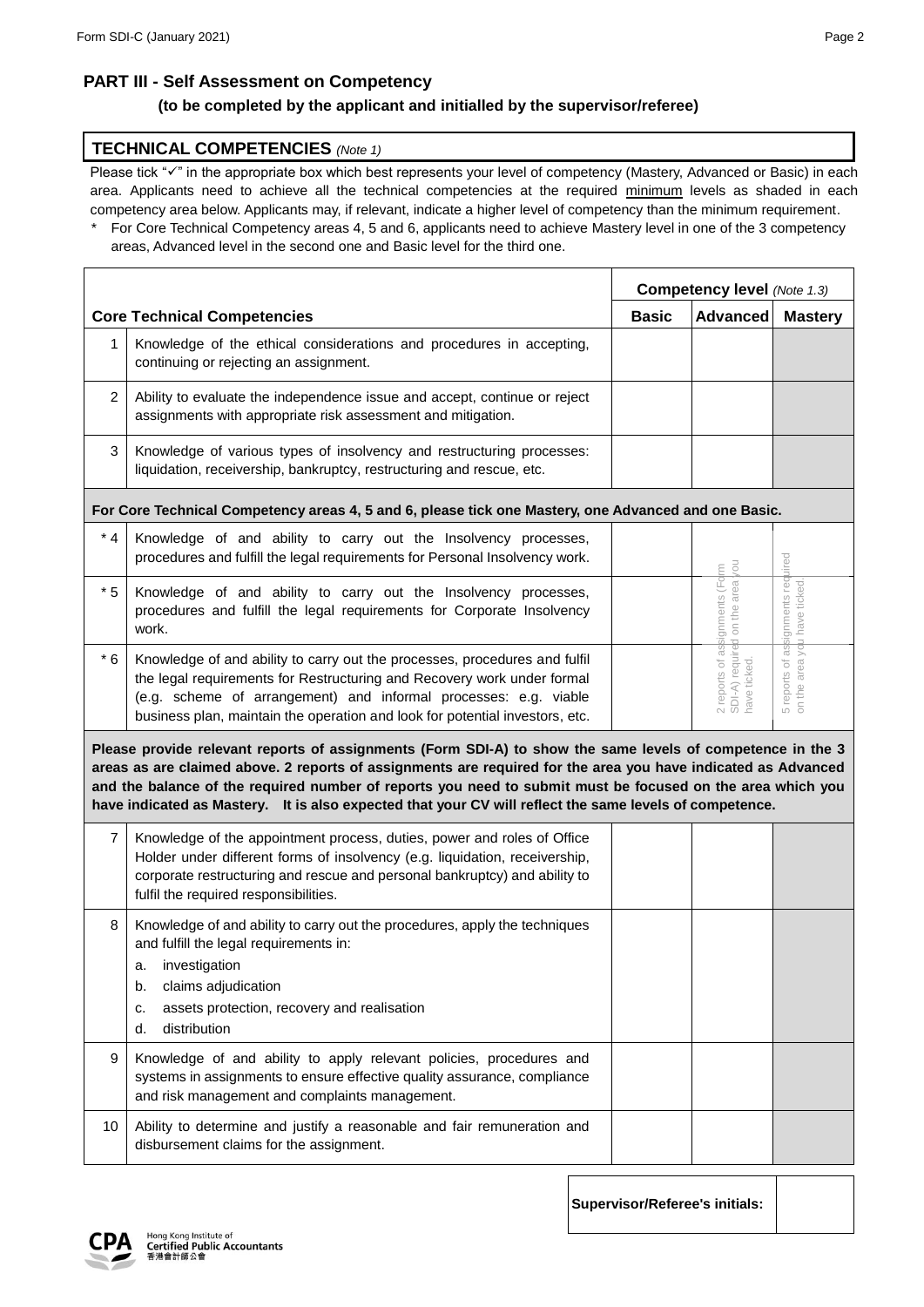## PART III - Self Assessment on Competency

**(to be completed by the applicant and initialled by the supervisor/referee)**

### TECHNICAL COMPETENCIES *(Note 1)*

Please tick "✓" in the appropriate box which best represents your level of competency (Mastery, Advanced or Basic) in each area. Applicants need to achieve all the technical competencies at the required minimum levels as shaded in each competency area below. Applicants may, if relevant, indicate a higher level of competency than the minimum requirement.

\* For Core Technical Competency areas 4, 5 and 6, applicants need to achieve Mastery level in one of the 3 competency areas, Advanced level in the second one and Basic level for the third one.

| | Core Technical Competencies | Competency level *(Note 1.3)* | | |
|---|---|---|---|---|
| | | **Basic** | **Advanced** | **Mastery** |
| 1 | Knowledge of the ethical considerations and procedures in accepting, continuing or rejecting an assignment. | | | |
| 2 | Ability to evaluate the independence issue and accept, continue or reject assignments with appropriate risk assessment and mitigation. | | | |
| 3 | Knowledge of various types of insolvency and restructuring processes: liquidation, receivership, bankruptcy, restructuring and rescue, etc. | | | |
| **For Core Technical Competency areas 4, 5 and 6, please tick one Mastery, one Advanced and one Basic.** | | | | |
| * 4 | Knowledge of and ability to carry out the Insolvency processes, procedures and fulfill the legal requirements for Personal Insolvency work. | | 2 reports of assignments (Form SDI-A) required on the area you have ticked. | 5 reports of assignments required on the area you have ticked. |
| * 5 | Knowledge of and ability to carry out the Insolvency processes, procedures and fulfill the legal requirements for Corporate Insolvency work. | | | |
| * 6 | Knowledge of and ability to carry out the processes, procedures and fulfil the legal requirements for Restructuring and Recovery work under formal (e.g. scheme of arrangement) and informal processes: e.g. viable business plan, maintain the operation and look for potential investors, etc. | | | |
| **Please provide relevant reports of assignments (Form SDI-A) to show the same levels of competence in the 3 areas as are claimed above. 2 reports of assignments are required for the area you have indicated as Advanced and the balance of the required number of reports you need to submit must be focused on the area which you have indicated as Mastery. It is also expected that your CV will reflect the same levels of competence.** | | | | |
| 7 | Knowledge of the appointment process, duties, power and roles of Office Holder under different forms of insolvency (e.g. liquidation, receivership, corporate restructuring and rescue and personal bankruptcy) and ability to fulfil the required responsibilities. | | | |
| 8 | Knowledge of and ability to carry out the procedures, apply the techniques and fulfill the legal requirements in: a. investigation b. claims adjudication c. assets protection, recovery and realisation d. distribution | | | |
| 9 | Knowledge of and ability to apply relevant policies, procedures and systems in assignments to ensure effective quality assurance, compliance and risk management and complaints management. | | | |
| 10 | Ability to determine and justify a reasonable and fair remuneration and disbursement claims for the assignment. | | | |

| **Supervisor/Referee's initials:** | |
|---|---|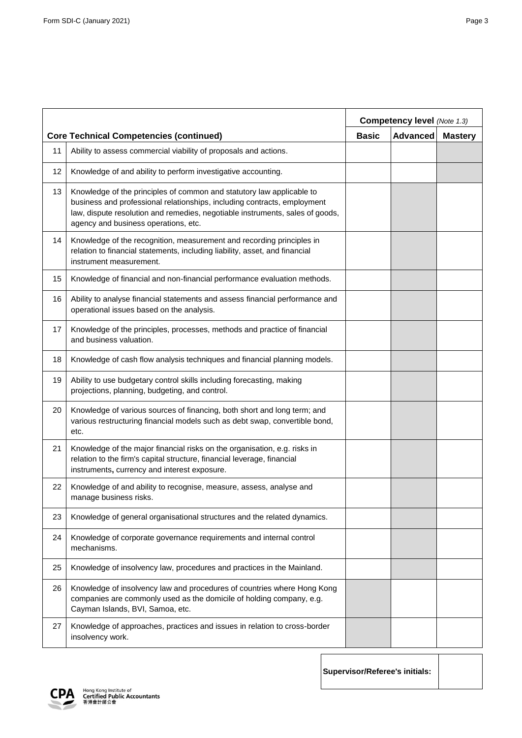| | | Competency level *(Note 1.3)* | | |
|---|---|---|---|---|
| **Core Technical Competencies (continued)** | | **Basic** | **Advanced** | **Mastery** |
| 11 | Ability to assess commercial viability of proposals and actions. | | | |
| 12 | Knowledge of and ability to perform investigative accounting. | | | |
| 13 | Knowledge of the principles of common and statutory law applicable to business and professional relationships, including contracts, employment law, dispute resolution and remedies, negotiable instruments, sales of goods, agency and business operations, etc. | | | |
| 14 | Knowledge of the recognition, measurement and recording principles in relation to financial statements, including liability, asset, and financial instrument measurement. | | | |
| 15 | Knowledge of financial and non-financial performance evaluation methods. | | | |
| 16 | Ability to analyse financial statements and assess financial performance and operational issues based on the analysis. | | | |
| 17 | Knowledge of the principles, processes, methods and practice of financial and business valuation. | | | |
| 18 | Knowledge of cash flow analysis techniques and financial planning models. | | | |
| 19 | Ability to use budgetary control skills including forecasting, making projections, planning, budgeting, and control. | | | |
| 20 | Knowledge of various sources of financing, both short and long term; and various restructuring financial models such as debt swap, convertible bond, etc. | | | |
| 21 | Knowledge of the major financial risks on the organisation, e.g. risks in relation to the firm's capital structure, financial leverage, financial instruments**,** currency and interest exposure. | | | |
| 22 | Knowledge of and ability to recognise, measure, assess, analyse and manage business risks. | | | |
| 23 | Knowledge of general organisational structures and the related dynamics. | | | |
| 24 | Knowledge of corporate governance requirements and internal control mechanisms. | | | |
| 25 | Knowledge of insolvency law, procedures and practices in the Mainland. | | | |
| 26 | Knowledge of insolvency law and procedures of countries where Hong Kong companies are commonly used as the domicile of holding company, e.g. Cayman Islands, BVI, Samoa, etc. | | | |
| 27 | Knowledge of approaches, practices and issues in relation to cross-border insolvency work. | | | |

| **Supervisor/Referee's initials:** | |
|---|---|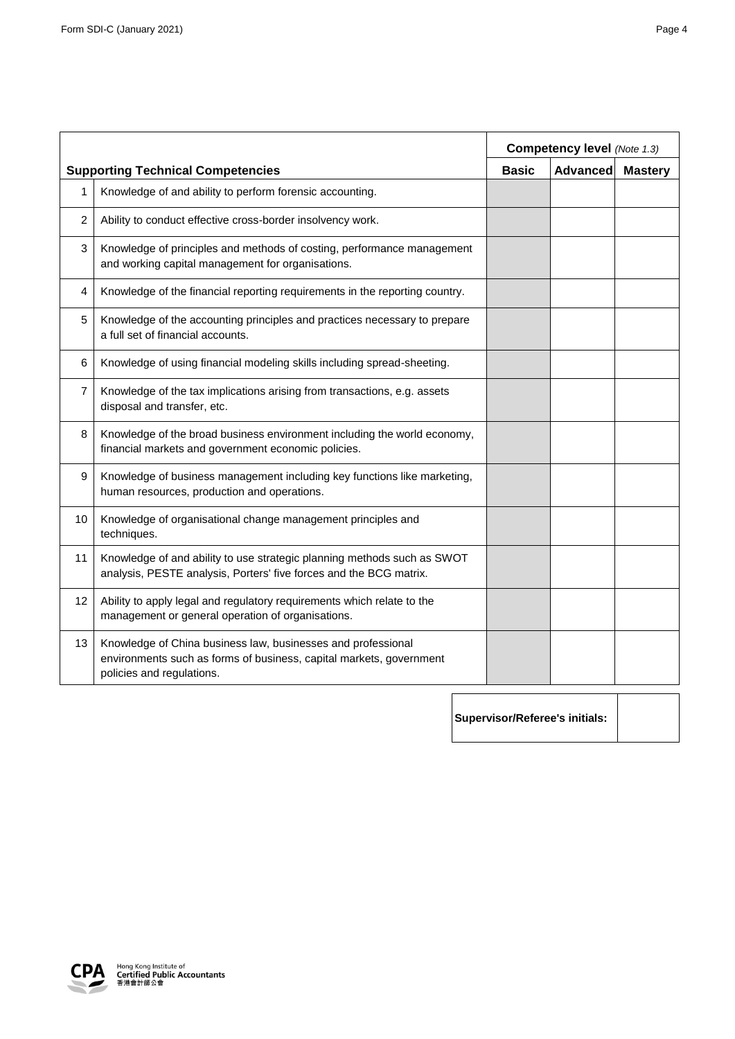| | Supporting Technical Competencies | Competency level *(Note 1.3)* | | |
|---|---|---|---|---|
| | | **Basic** | **Advanced** | **Mastery** |
| 1 | Knowledge of and ability to perform forensic accounting. | | | |
| 2 | Ability to conduct effective cross-border insolvency work. | | | |
| 3 | Knowledge of principles and methods of costing, performance management and working capital management for organisations. | | | |
| 4 | Knowledge of the financial reporting requirements in the reporting country. | | | |
| 5 | Knowledge of the accounting principles and practices necessary to prepare a full set of financial accounts. | | | |
| 6 | Knowledge of using financial modeling skills including spread-sheeting. | | | |
| 7 | Knowledge of the tax implications arising from transactions, e.g. assets disposal and transfer, etc. | | | |
| 8 | Knowledge of the broad business environment including the world economy, financial markets and government economic policies. | | | |
| 9 | Knowledge of business management including key functions like marketing, human resources, production and operations. | | | |
| 10 | Knowledge of organisational change management principles and techniques. | | | |
| 11 | Knowledge of and ability to use strategic planning methods such as SWOT analysis, PESTE analysis, Porters' five forces and the BCG matrix. | | | |
| 12 | Ability to apply legal and regulatory requirements which relate to the management or general operation of organisations. | | | |
| 13 | Knowledge of China business law, businesses and professional environments such as forms of business, capital markets, government policies and regulations. | | | |

| **Supervisor/Referee's initials:** | |
|---|---|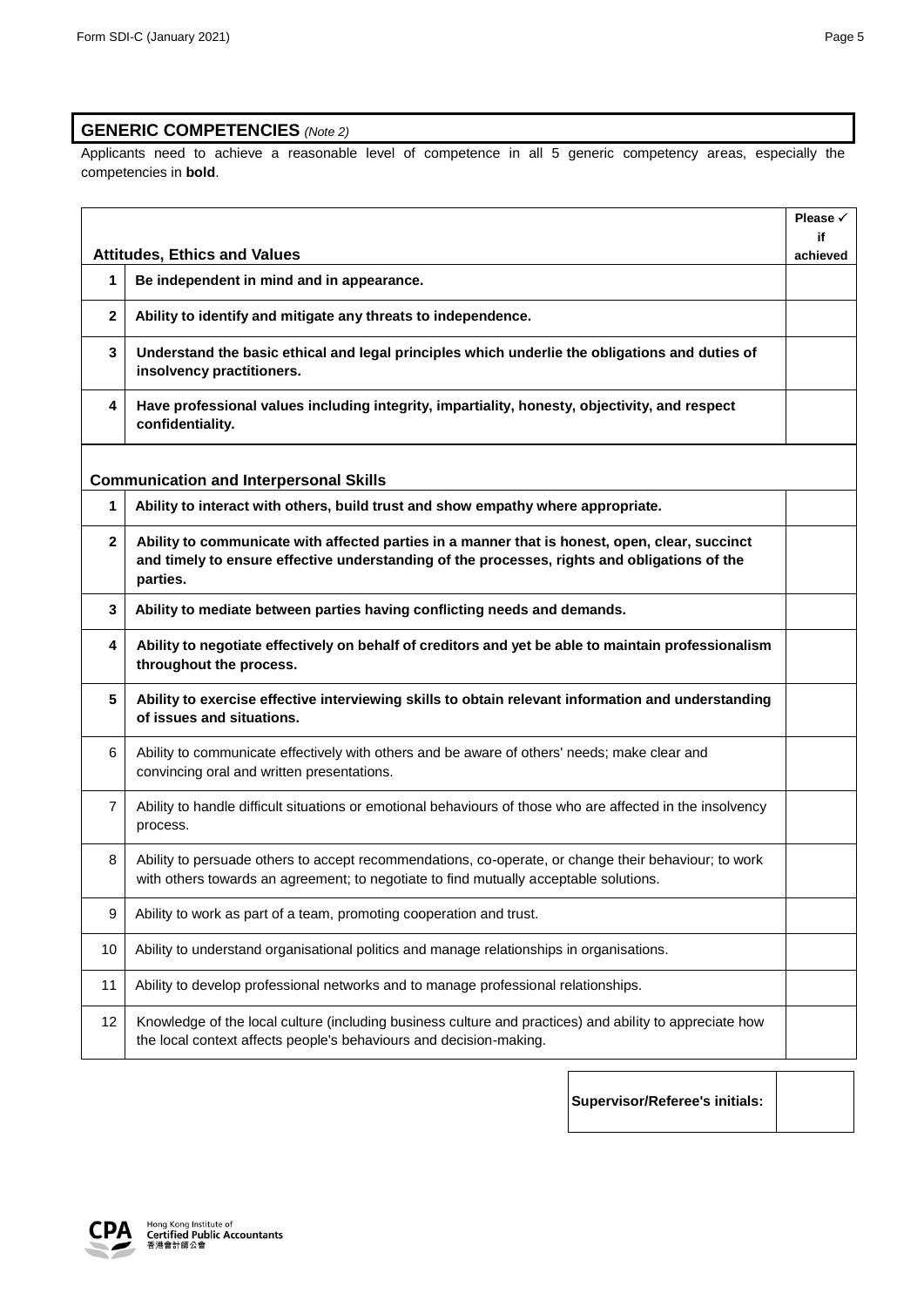## **GENERIC COMPETENCIES** *(Note 2)*

Applicants need to achieve a reasonable level of competence in all 5 generic competency areas, especially the competencies in **bold**.

| | **Attitudes, Ethics and Values** | **Please ✓ if achieved** |
|---|---|---|
| **1** | **Be independent in mind and in appearance.** | |
| **2** | **Ability to identify and mitigate any threats to independence.** | |
| **3** | **Understand the basic ethical and legal principles which underlie the obligations and duties of insolvency practitioners.** | |
| **4** | **Have professional values including integrity, impartiality, honesty, objectivity, and respect confidentiality.** | |
| | **Communication and Interpersonal Skills** | |
| **1** | **Ability to interact with others, build trust and show empathy where appropriate.** | |
| **2** | **Ability to communicate with affected parties in a manner that is honest, open, clear, succinct and timely to ensure effective understanding of the processes, rights and obligations of the parties.** | |
| **3** | **Ability to mediate between parties having conflicting needs and demands.** | |
| **4** | **Ability to negotiate effectively on behalf of creditors and yet be able to maintain professionalism throughout the process.** | |
| **5** | **Ability to exercise effective interviewing skills to obtain relevant information and understanding of issues and situations.** | |
| 6 | Ability to communicate effectively with others and be aware of others' needs; make clear and convincing oral and written presentations. | |
| 7 | Ability to handle difficult situations or emotional behaviours of those who are affected in the insolvency process. | |
| 8 | Ability to persuade others to accept recommendations, co-operate, or change their behaviour; to work with others towards an agreement; to negotiate to find mutually acceptable solutions. | |
| 9 | Ability to work as part of a team, promoting cooperation and trust. | |
| 10 | Ability to understand organisational politics and manage relationships in organisations. | |
| 11 | Ability to develop professional networks and to manage professional relationships. | |
| 12 | Knowledge of the local culture (including business culture and practices) and ability to appreciate how the local context affects people's behaviours and decision-making. | |

| **Supervisor/Referee's initials:** | |
|---|---|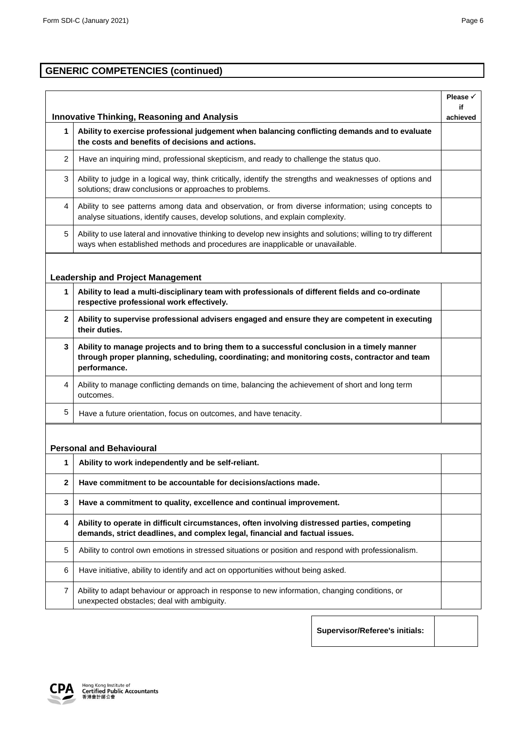## GENERIC COMPETENCIES (continued)

| | Innovative Thinking, Reasoning and Analysis | Please ✓ if achieved |
|---|---|---|
| **1** | **Ability to exercise professional judgement when balancing conflicting demands and to evaluate the costs and benefits of decisions and actions.** | |
| 2 | Have an inquiring mind, professional skepticism, and ready to challenge the status quo. | |
| 3 | Ability to judge in a logical way, think critically, identify the strengths and weaknesses of options and solutions; draw conclusions or approaches to problems. | |
| 4 | Ability to see patterns among data and observation, or from diverse information; using concepts to analyse situations, identify causes, develop solutions, and explain complexity. | |
| 5 | Ability to use lateral and innovative thinking to develop new insights and solutions; willing to try different ways when established methods and procedures are inapplicable or unavailable. | |
| | **Leadership and Project Management** | |
| **1** | **Ability to lead a multi-disciplinary team with professionals of different fields and co-ordinate respective professional work effectively.** | |
| **2** | **Ability to supervise professional advisers engaged and ensure they are competent in executing their duties.** | |
| **3** | **Ability to manage projects and to bring them to a successful conclusion in a timely manner through proper planning, scheduling, coordinating; and monitoring costs, contractor and team performance.** | |
| 4 | Ability to manage conflicting demands on time, balancing the achievement of short and long term outcomes. | |
| 5 | Have a future orientation, focus on outcomes, and have tenacity. | |
| | **Personal and Behavioural** | |
| **1** | **Ability to work independently and be self-reliant.** | |
| **2** | **Have commitment to be accountable for decisions/actions made.** | |
| **3** | **Have a commitment to quality, excellence and continual improvement.** | |
| **4** | **Ability to operate in difficult circumstances, often involving distressed parties, competing demands, strict deadlines, and complex legal, financial and factual issues.** | |
| 5 | Ability to control own emotions in stressed situations or position and respond with professionalism. | |
| 6 | Have initiative, ability to identify and act on opportunities without being asked. | |
| 7 | Ability to adapt behaviour or approach in response to new information, changing conditions, or unexpected obstacles; deal with ambiguity. | |

| Supervisor/Referee's initials: | |
|---|---|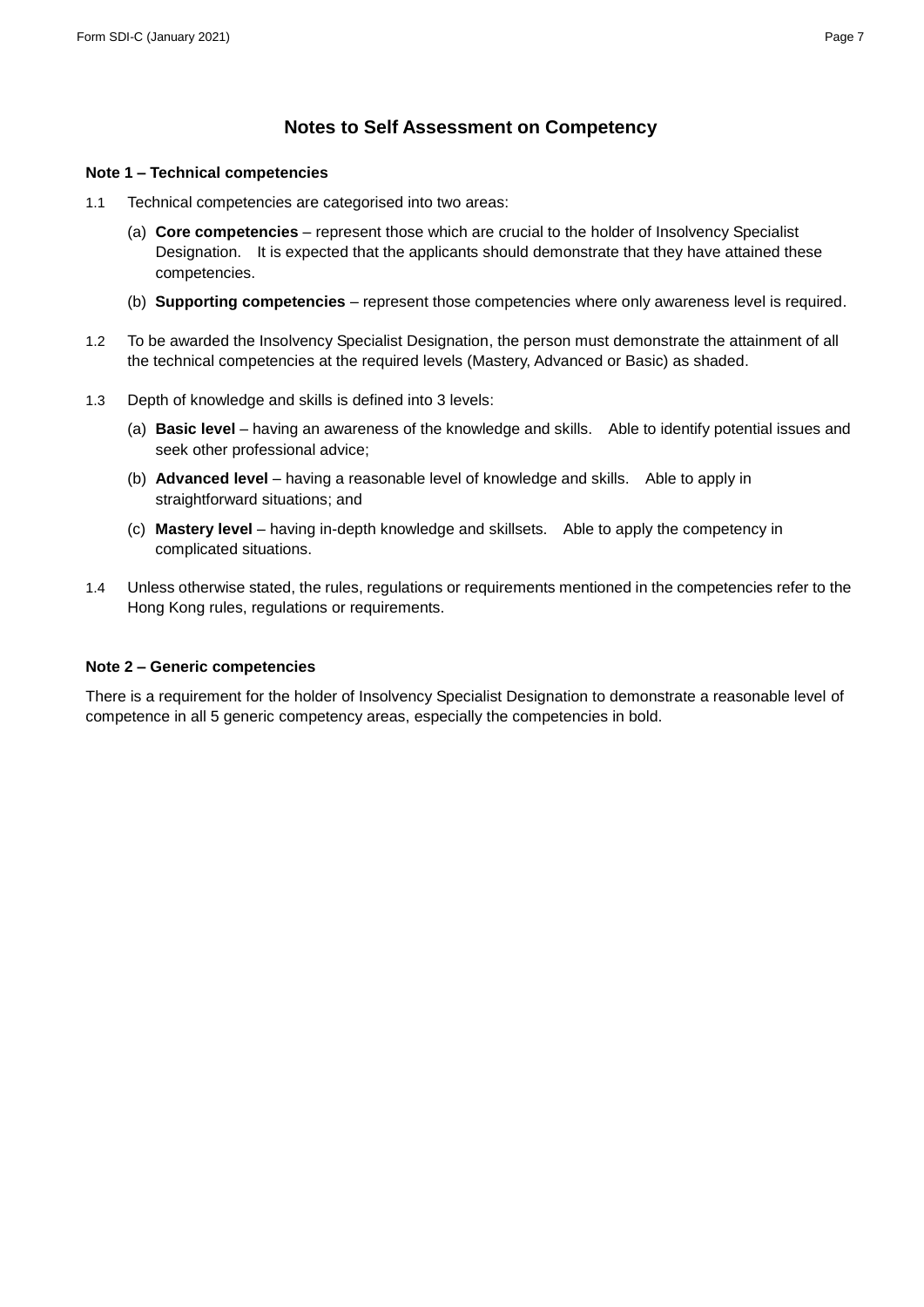## Notes to Self Assessment on Competency

**Note 1 – Technical competencies**

1.1 Technical competencies are categorised into two areas:

(a) **Core competencies** – represent those which are crucial to the holder of Insolvency Specialist Designation. It is expected that the applicants should demonstrate that they have attained these competencies.

(b) **Supporting competencies** – represent those competencies where only awareness level is required.

1.2 To be awarded the Insolvency Specialist Designation, the person must demonstrate the attainment of all the technical competencies at the required levels (Mastery, Advanced or Basic) as shaded.

1.3 Depth of knowledge and skills is defined into 3 levels:

(a) **Basic level** – having an awareness of the knowledge and skills. Able to identify potential issues and seek other professional advice;

(b) **Advanced level** – having a reasonable level of knowledge and skills. Able to apply in straightforward situations; and

(c) **Mastery level** – having in-depth knowledge and skillsets. Able to apply the competency in complicated situations.

1.4 Unless otherwise stated, the rules, regulations or requirements mentioned in the competencies refer to the Hong Kong rules, regulations or requirements.

**Note 2 – Generic competencies**

There is a requirement for the holder of Insolvency Specialist Designation to demonstrate a reasonable level of competence in all 5 generic competency areas, especially the competencies in bold.